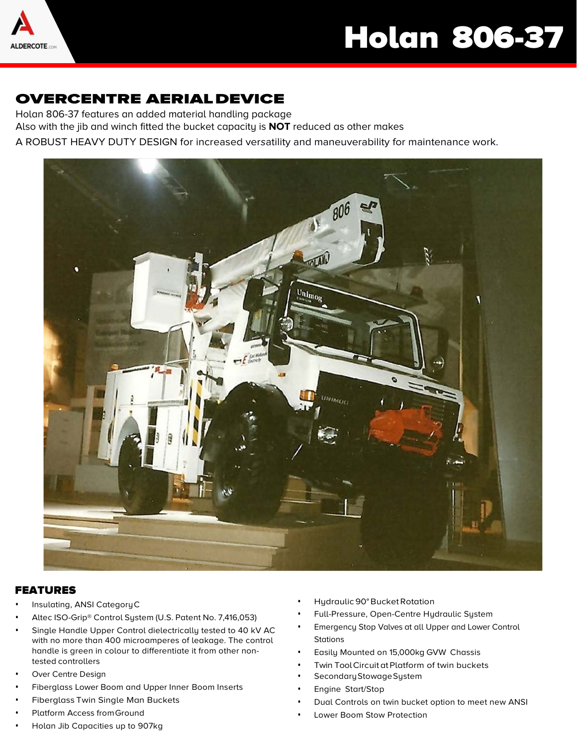# Holan 806-37

## OVERCENTRE AERIAL DEVICE

Holan 806-37 features an added material handling package
Also with the jib and winch fitted the bucket capacity is **NOT** reduced as other makes
A ROBUST HEAVY DUTY DESIGN for increased versatility and maneuverability for maintenance work.

## FEATURES

- Insulating, ANSI Category C
- Altec ISO-Grip® Control System (U.S. Patent No. 7,416,053)
- Single Handle Upper Control dielectrically tested to 40 kV AC with no more than 400 microamperes of leakage. The control handle is green in colour to differentiate it from other non-tested controllers
- Over Centre Design
- Fiberglass Lower Boom and Upper Inner Boom Inserts
- Fiberglass Twin Single Man Buckets
- Platform Access from Ground
- Holan Jib Capacities up to 907kg
- Hydraulic 90° Bucket Rotation
- Full-Pressure, Open-Centre Hydraulic System
- Emergency Stop Valves at all Upper and Lower Control Stations
- Easily Mounted on 15,000kg GVW Chassis
- Twin Tool Circuit at Platform of twin buckets
- Secondary Stowage System
- Engine Start/Stop
- Dual Controls on twin bucket option to meet new ANSI
- Lower Boom Stow Protection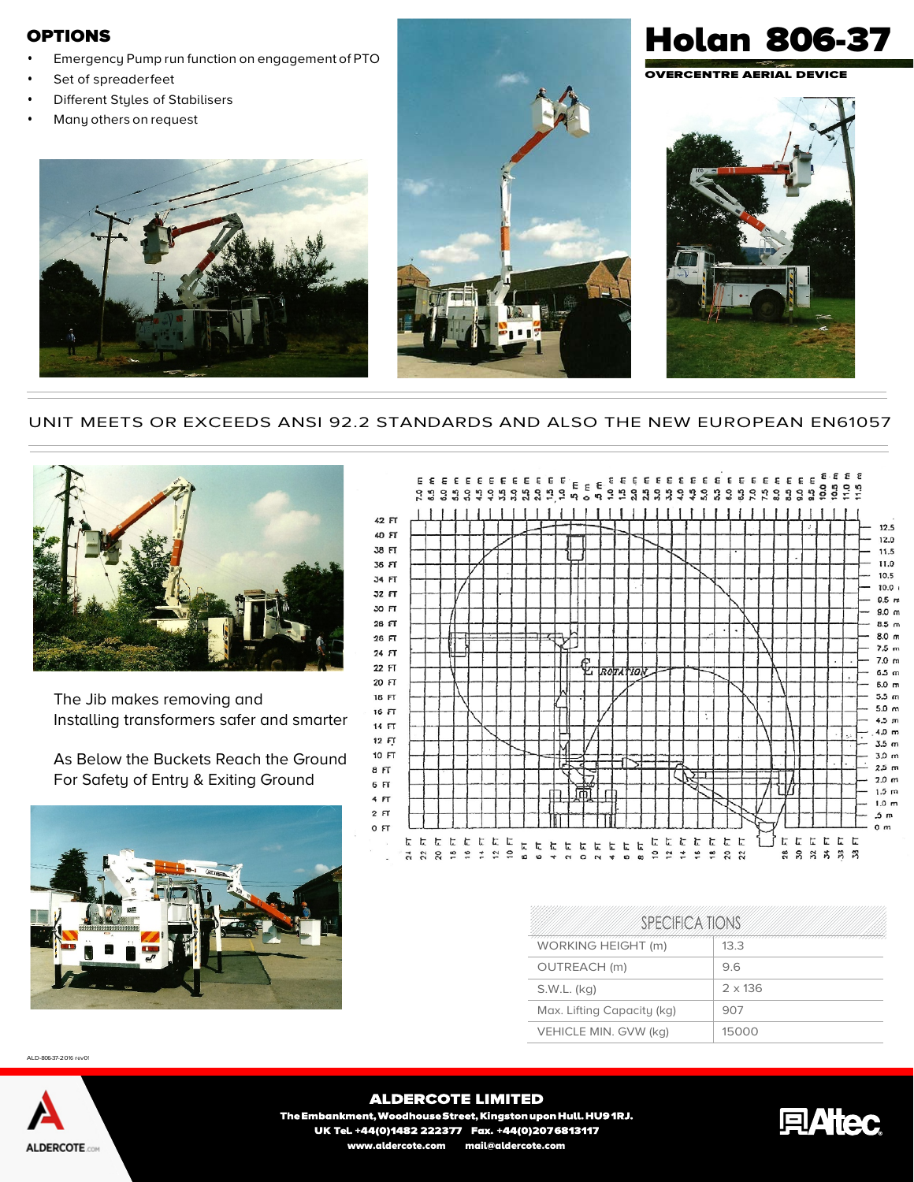## OPTIONS

- Emergency Pump run function on engagement of PTO
- Set of spreader feet
- Different Styles of Stabilisers
- Many others on request

# Holan 806-37

**OVERCENTRE AERIAL DEVICE**

UNIT MEETS OR EXCEEDS ANSI 92.2 STANDARDS AND ALSO THE NEW EUROPEAN EN61057

The Jib makes removing and Installing transformers safer and smarter

As Below the Buckets Reach the Ground For Safety of Entry & Exiting Ground

7.0 m 6.5 m 6.0 m 5.5 m 5.0 m 4.5 m 4.0 m 3.5 m 3.0 m 2.5 m 2.0 m 1.5 m 1.0 m .5 m 0 m .5 m 1.0 m 1.5 m 2.0 m 2.5 m 3.0 m 3.5 m 4.0 m 4.5 m 5.0 m 5.5 m 6.0 m 6.5 m 7.0 m 7.5 m 8.0 m 8.5 m 9.0 m 9.5 m 10.0 m 10.5 m 11.0 m 11.5 m

42 FT 40 FT 38 FT 36 FT 34 FT 32 FT 30 FT 28 FT 26 FT 24 FT 22 FT 20 FT 18 FT 16 FT 14 FT 12 FT 10 FT 8 FT 6 FT 4 FT 2 FT 0 FT

12.5 12.0 11.5 11.0 10.5 10.0 9.5 m 9.0 m 8.5 m 8.0 m 7.5 m 7.0 m 6.5 m 6.0 m 5.5 m 5.0 m 4.5 m 4.0 m 3.5 m 3.0 m 2.5 m 2.0 m 1.5 m 1.0 m .5 m 0 m

ROTATION

24 FT 22 FT 20 FT 18 FT 16 FT 14 FT 12 FT 10 FT 8 FT 6 FT 4 FT 2 FT 0 FT 2 FT 4 FT 6 FT 8 FT 10 FT 12 FT 14 FT 16 FT 18 FT 20 FT 22 FT 28 FT 30 FT 32 FT 34 FT 38 FT

| SPECIFICATIONS | |
|---|---|
| WORKING HEIGHT (m) | 13.3 |
| OUTREACH (m) | 9.6 |
| S.W.L. (kg) | 2 x 136 |
| Max. Lifting Capacity (kg) | 907 |
| VEHICLE MIN. GVW (kg) | 15000 |

ALD-806-37-2016 rev01

**ALDERCOTE LIMITED**
**The Embankment, Woodhouse Street, Kingston upon Hull. HU9 1RJ.**
**UK Tel. +44(0)1482 222377 Fax. +44(0)2076813117**
**www.aldercote.com mail@aldercote.com**